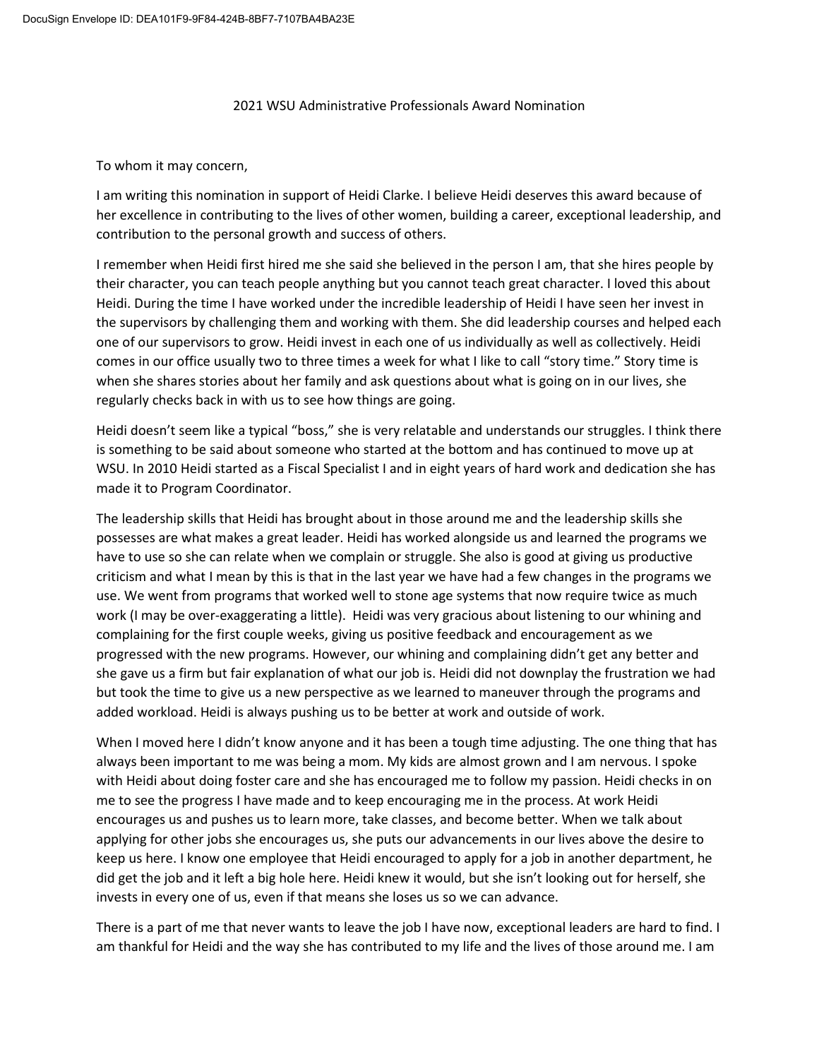2021 WSU Administrative Professionals Award Nomination

To whom it may concern,

I am writing this nomination in support of Heidi Clarke. I believe Heidi deserves this award because of her excellence in contributing to the lives of other women, building a career, exceptional leadership, and contribution to the personal growth and success of others.

I remember when Heidi first hired me she said she believed in the person I am, that she hires people by their character, you can teach people anything but you cannot teach great character. I loved this about Heidi. During the time I have worked under the incredible leadership of Heidi I have seen her invest in the supervisors by challenging them and working with them. She did leadership courses and helped each one of our supervisors to grow. Heidi invest in each one of us individually as well as collectively. Heidi comes in our office usually two to three times a week for what I like to call "story time." Story time is when she shares stories about her family and ask questions about what is going on in our lives, she regularly checks back in with us to see how things are going.

Heidi doesn't seem like a typical "boss," she is very relatable and understands our struggles. I think there is something to be said about someone who started at the bottom and has continued to move up at WSU. In 2010 Heidi started as a Fiscal Specialist I and in eight years of hard work and dedication she has made it to Program Coordinator.

The leadership skills that Heidi has brought about in those around me and the leadership skills she possesses are what makes a great leader. Heidi has worked alongside us and learned the programs we have to use so she can relate when we complain or struggle. She also is good at giving us productive criticism and what I mean by this is that in the last year we have had a few changes in the programs we use. We went from programs that worked well to stone age systems that now require twice as much work (I may be over-exaggerating a little). Heidi was very gracious about listening to our whining and complaining for the first couple weeks, giving us positive feedback and encouragement as we progressed with the new programs. However, our whining and complaining didn't get any better and she gave us a firm but fair explanation of what our job is. Heidi did not downplay the frustration we had but took the time to give us a new perspective as we learned to maneuver through the programs and added workload. Heidi is always pushing us to be better at work and outside of work.

When I moved here I didn't know anyone and it has been a tough time adjusting. The one thing that has always been important to me was being a mom. My kids are almost grown and I am nervous. I spoke with Heidi about doing foster care and she has encouraged me to follow my passion. Heidi checks in on me to see the progress I have made and to keep encouraging me in the process. At work Heidi encourages us and pushes us to learn more, take classes, and become better. When we talk about applying for other jobs she encourages us, she puts our advancements in our lives above the desire to keep us here. I know one employee that Heidi encouraged to apply for a job in another department, he did get the job and it left a big hole here. Heidi knew it would, but she isn't looking out for herself, she invests in every one of us, even if that means she loses us so we can advance.

There is a part of me that never wants to leave the job I have now, exceptional leaders are hard to find. I am thankful for Heidi and the way she has contributed to my life and the lives of those around me. I am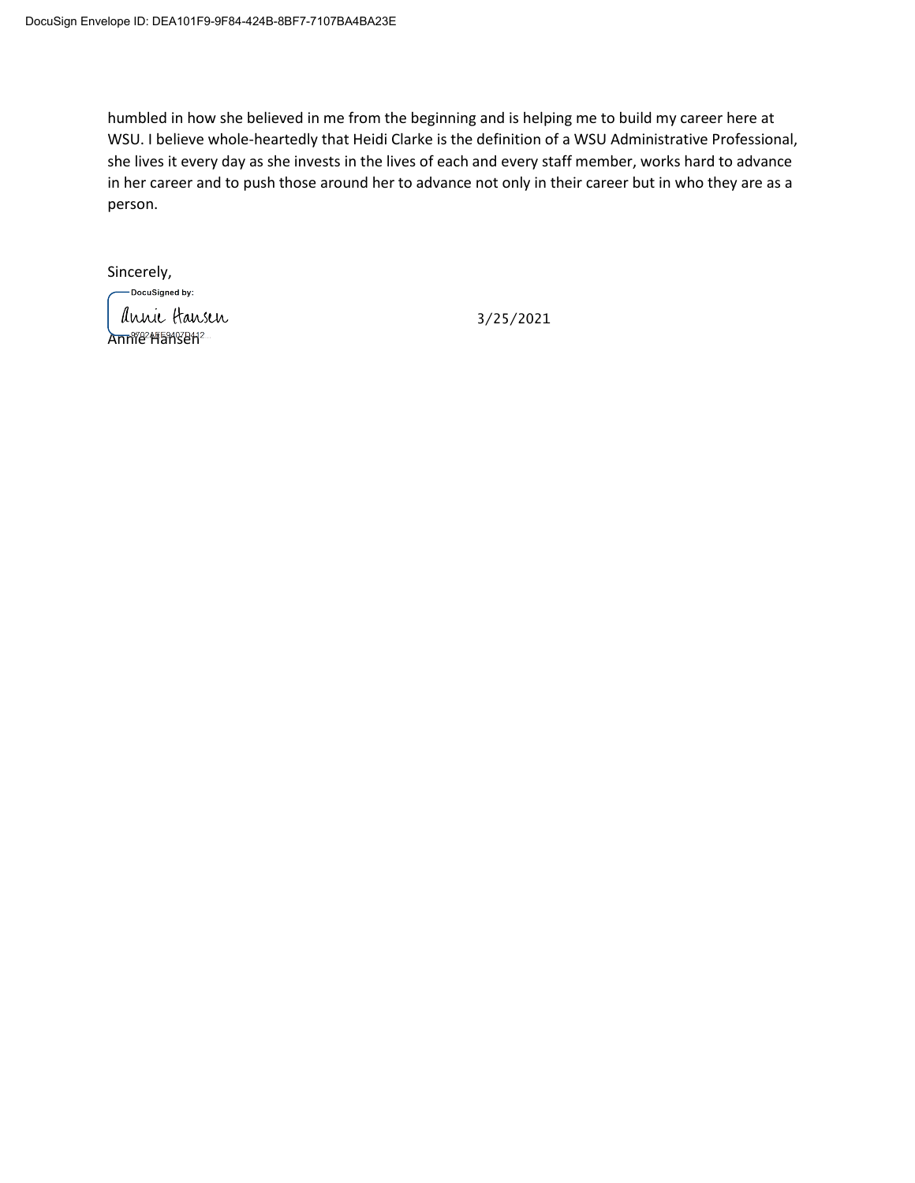humbled in how she believed in me from the beginning and is helping me to build my career here at WSU. I believe whole-heartedly that Heidi Clarke is the definition of a WSU Administrative Professional, she lives it every day as she invests in the lives of each and every staff member, works hard to advance in her career and to push those around her to advance not only in their career but in who they are as a person.

Sincerely,

DocuSigned by:

Annie Hansen

Annie Hansen

3/25/2021